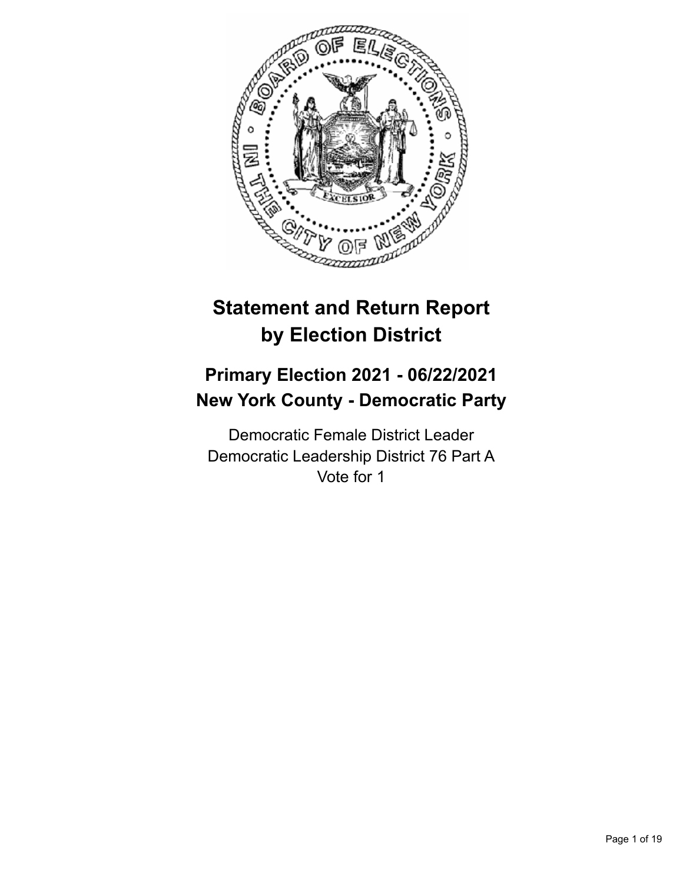# Statement and Return Report by Election District

## Primary Election 2021 - 06/22/2021
## New York County - Democratic Party

Democratic Female District Leader
Democratic Leadership District 76 Part A
Vote for 1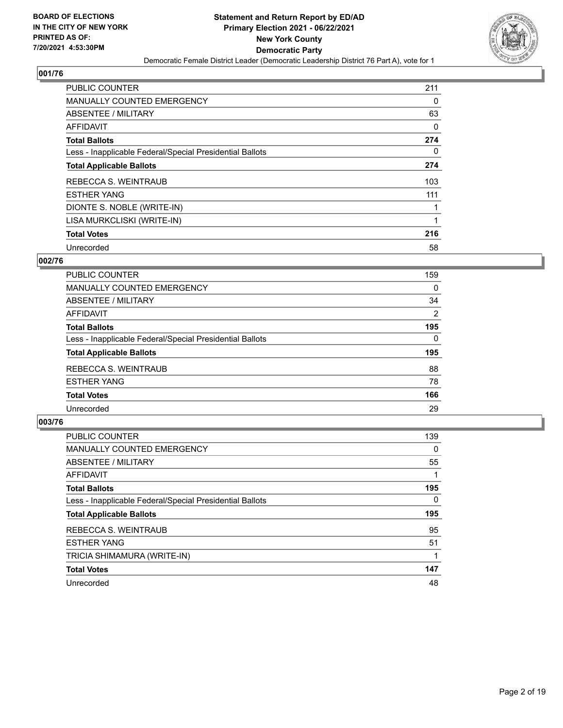**BOARD OF ELECTIONS IN THE CITY OF NEW YORK PRINTED AS OF: 7/20/2021 4:53:30PM**

# Statement and Return Report by ED/AD
## Primary Election 2021 - 06/22/2021
## New York County
## Democratic Party
Democratic Female District Leader (Democratic Leadership District 76 Part A), vote for 1

### 001/76

| | |
|---|---|
| PUBLIC COUNTER | 211 |
| MANUALLY COUNTED EMERGENCY | 0 |
| ABSENTEE / MILITARY | 63 |
| AFFIDAVIT | 0 |
| **Total Ballots** | **274** |
| Less - Inapplicable Federal/Special Presidential Ballots | 0 |
| **Total Applicable Ballots** | **274** |
| REBECCA S. WEINTRAUB | 103 |
| ESTHER YANG | 111 |
| DIONTE S. NOBLE (WRITE-IN) | 1 |
| LISA MURKCLISKI (WRITE-IN) | 1 |
| **Total Votes** | **216** |
| Unrecorded | 58 |

### 002/76

| | |
|---|---|
| PUBLIC COUNTER | 159 |
| MANUALLY COUNTED EMERGENCY | 0 |
| ABSENTEE / MILITARY | 34 |
| AFFIDAVIT | 2 |
| **Total Ballots** | **195** |
| Less - Inapplicable Federal/Special Presidential Ballots | 0 |
| **Total Applicable Ballots** | **195** |
| REBECCA S. WEINTRAUB | 88 |
| ESTHER YANG | 78 |
| **Total Votes** | **166** |
| Unrecorded | 29 |

### 003/76

| | |
|---|---|
| PUBLIC COUNTER | 139 |
| MANUALLY COUNTED EMERGENCY | 0 |
| ABSENTEE / MILITARY | 55 |
| AFFIDAVIT | 1 |
| **Total Ballots** | **195** |
| Less - Inapplicable Federal/Special Presidential Ballots | 0 |
| **Total Applicable Ballots** | **195** |
| REBECCA S. WEINTRAUB | 95 |
| ESTHER YANG | 51 |
| TRICIA SHIMAMURA (WRITE-IN) | 1 |
| **Total Votes** | **147** |
| Unrecorded | 48 |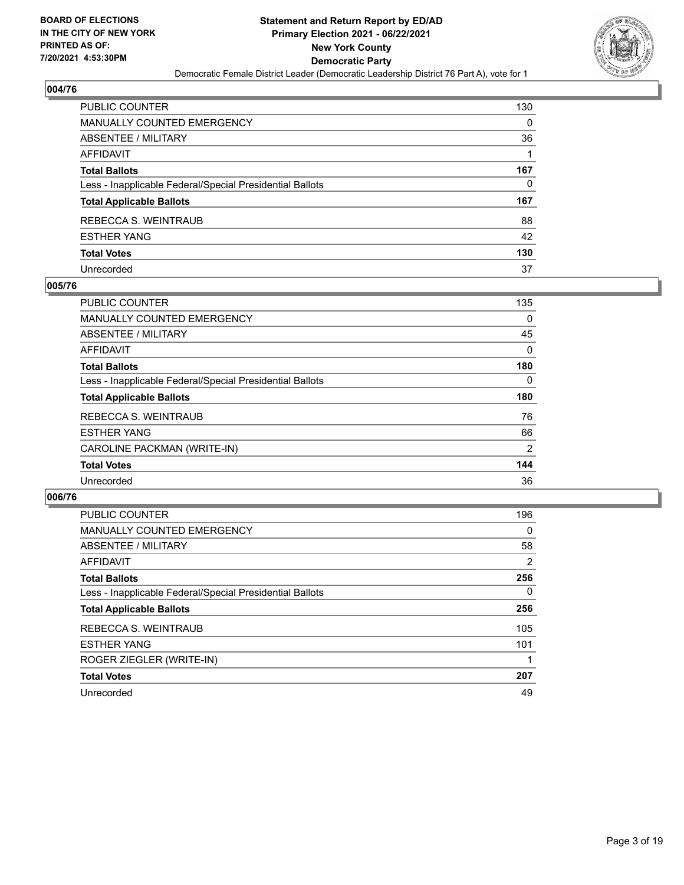**BOARD OF ELECTIONS IN THE CITY OF NEW YORK PRINTED AS OF: 7/20/2021 4:53:30PM**

**Statement and Return Report by ED/AD Primary Election 2021 - 06/22/2021 New York County Democratic Party**

Democratic Female District Leader (Democratic Leadership District 76 Part A), vote for 1

## 004/76

| | |
|---|---|
| PUBLIC COUNTER | 130 |
| MANUALLY COUNTED EMERGENCY | 0 |
| ABSENTEE / MILITARY | 36 |
| AFFIDAVIT | 1 |
| **Total Ballots** | **167** |
| Less - Inapplicable Federal/Special Presidential Ballots | 0 |
| **Total Applicable Ballots** | **167** |
| REBECCA S. WEINTRAUB | 88 |
| ESTHER YANG | 42 |
| **Total Votes** | **130** |
| Unrecorded | 37 |

## 005/76

| | |
|---|---|
| PUBLIC COUNTER | 135 |
| MANUALLY COUNTED EMERGENCY | 0 |
| ABSENTEE / MILITARY | 45 |
| AFFIDAVIT | 0 |
| **Total Ballots** | **180** |
| Less - Inapplicable Federal/Special Presidential Ballots | 0 |
| **Total Applicable Ballots** | **180** |
| REBECCA S. WEINTRAUB | 76 |
| ESTHER YANG | 66 |
| CAROLINE PACKMAN (WRITE-IN) | 2 |
| **Total Votes** | **144** |
| Unrecorded | 36 |

## 006/76

| | |
|---|---|
| PUBLIC COUNTER | 196 |
| MANUALLY COUNTED EMERGENCY | 0 |
| ABSENTEE / MILITARY | 58 |
| AFFIDAVIT | 2 |
| **Total Ballots** | **256** |
| Less - Inapplicable Federal/Special Presidential Ballots | 0 |
| **Total Applicable Ballots** | **256** |
| REBECCA S. WEINTRAUB | 105 |
| ESTHER YANG | 101 |
| ROGER ZIEGLER (WRITE-IN) | 1 |
| **Total Votes** | **207** |
| Unrecorded | 49 |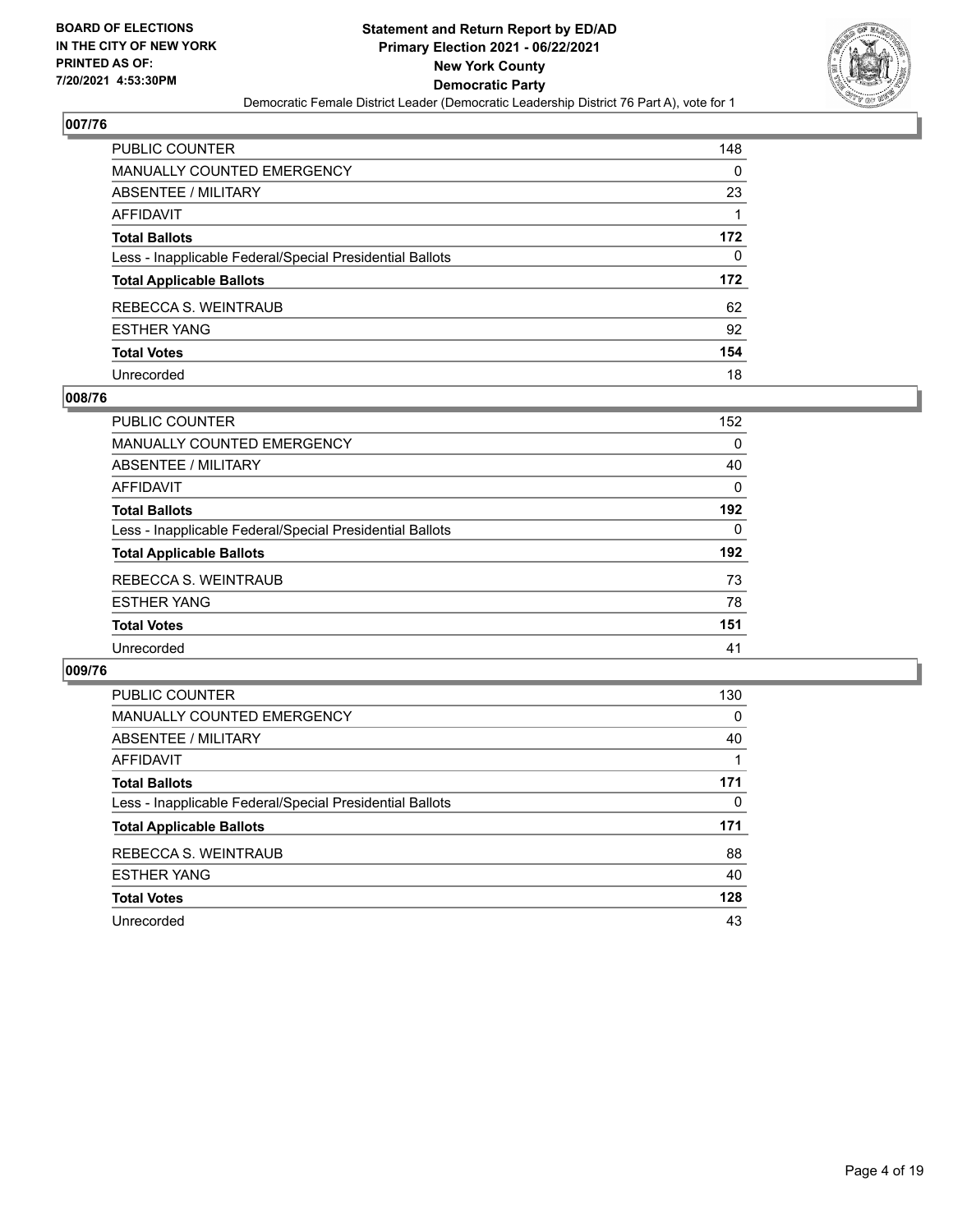## 007/76

| | |
|---|---|
| PUBLIC COUNTER | 148 |
| MANUALLY COUNTED EMERGENCY | 0 |
| ABSENTEE / MILITARY | 23 |
| AFFIDAVIT | 1 |
| **Total Ballots** | **172** |
| Less - Inapplicable Federal/Special Presidential Ballots | 0 |
| **Total Applicable Ballots** | **172** |
| REBECCA S. WEINTRAUB | 62 |
| ESTHER YANG | 92 |
| **Total Votes** | **154** |
| Unrecorded | 18 |

## 008/76

| | |
|---|---|
| PUBLIC COUNTER | 152 |
| MANUALLY COUNTED EMERGENCY | 0 |
| ABSENTEE / MILITARY | 40 |
| AFFIDAVIT | 0 |
| **Total Ballots** | **192** |
| Less - Inapplicable Federal/Special Presidential Ballots | 0 |
| **Total Applicable Ballots** | **192** |
| REBECCA S. WEINTRAUB | 73 |
| ESTHER YANG | 78 |
| **Total Votes** | **151** |
| Unrecorded | 41 |

## 009/76

| | |
|---|---|
| PUBLIC COUNTER | 130 |
| MANUALLY COUNTED EMERGENCY | 0 |
| ABSENTEE / MILITARY | 40 |
| AFFIDAVIT | 1 |
| **Total Ballots** | **171** |
| Less - Inapplicable Federal/Special Presidential Ballots | 0 |
| **Total Applicable Ballots** | **171** |
| REBECCA S. WEINTRAUB | 88 |
| ESTHER YANG | 40 |
| **Total Votes** | **128** |
| Unrecorded | 43 |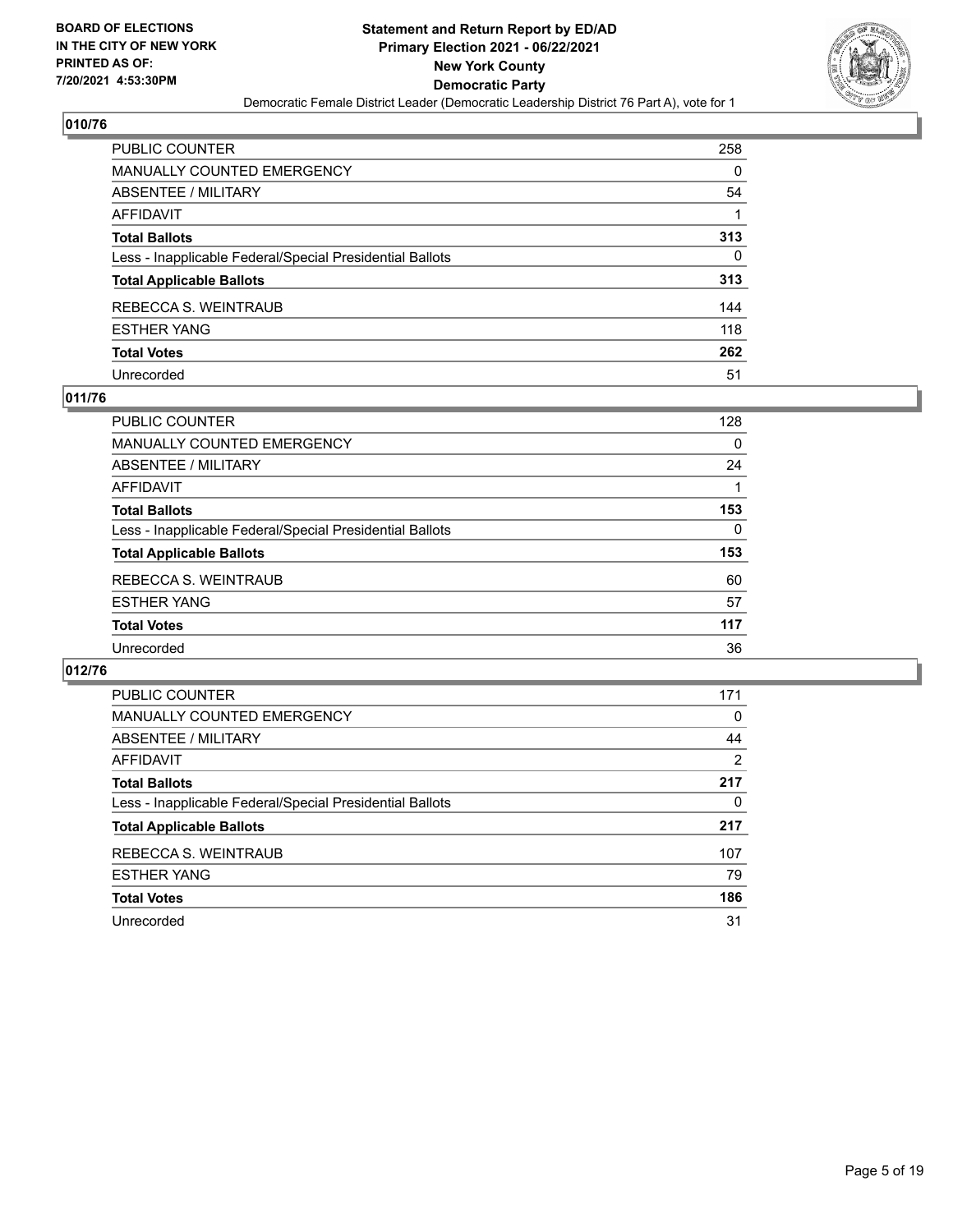BOARD OF ELECTIONS
IN THE CITY OF NEW YORK
PRINTED AS OF:
7/20/2021 4:53:30PM

**Statement and Return Report by ED/AD**
**Primary Election 2021 - 06/22/2021**
**New York County**
**Democratic Party**
Democratic Female District Leader (Democratic Leadership District 76 Part A), vote for 1

## 010/76

| | |
|---|---|
| PUBLIC COUNTER | 258 |
| MANUALLY COUNTED EMERGENCY | 0 |
| ABSENTEE / MILITARY | 54 |
| AFFIDAVIT | 1 |
| **Total Ballots** | **313** |
| Less - Inapplicable Federal/Special Presidential Ballots | 0 |
| **Total Applicable Ballots** | **313** |
| REBECCA S. WEINTRAUB | 144 |
| ESTHER YANG | 118 |
| **Total Votes** | **262** |
| Unrecorded | 51 |

## 011/76

| | |
|---|---|
| PUBLIC COUNTER | 128 |
| MANUALLY COUNTED EMERGENCY | 0 |
| ABSENTEE / MILITARY | 24 |
| AFFIDAVIT | 1 |
| **Total Ballots** | **153** |
| Less - Inapplicable Federal/Special Presidential Ballots | 0 |
| **Total Applicable Ballots** | **153** |
| REBECCA S. WEINTRAUB | 60 |
| ESTHER YANG | 57 |
| **Total Votes** | **117** |
| Unrecorded | 36 |

## 012/76

| | |
|---|---|
| PUBLIC COUNTER | 171 |
| MANUALLY COUNTED EMERGENCY | 0 |
| ABSENTEE / MILITARY | 44 |
| AFFIDAVIT | 2 |
| **Total Ballots** | **217** |
| Less - Inapplicable Federal/Special Presidential Ballots | 0 |
| **Total Applicable Ballots** | **217** |
| REBECCA S. WEINTRAUB | 107 |
| ESTHER YANG | 79 |
| **Total Votes** | **186** |
| Unrecorded | 31 |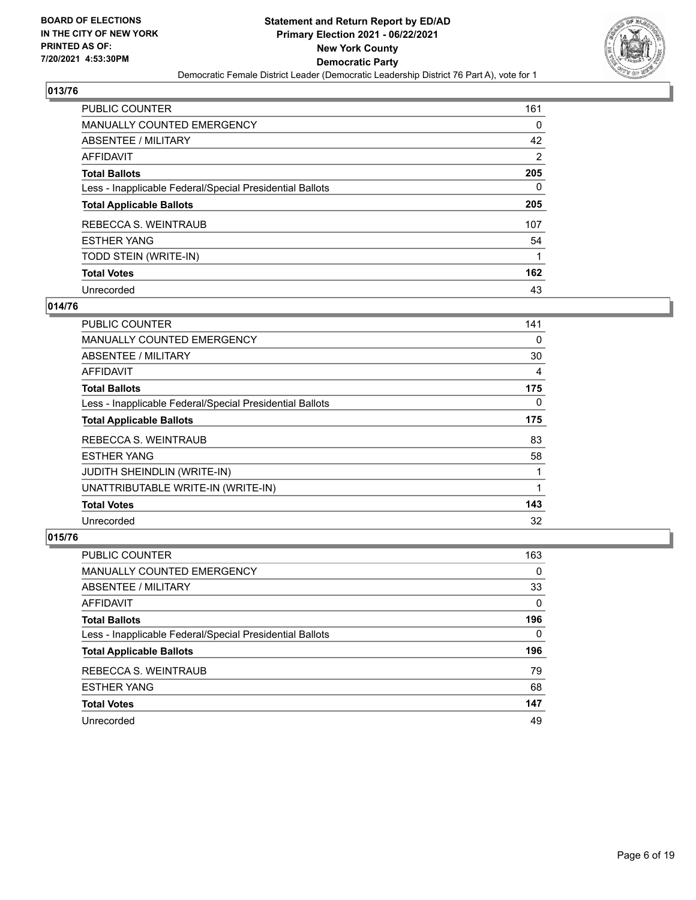**BOARD OF ELECTIONS IN THE CITY OF NEW YORK PRINTED AS OF: 7/20/2021 4:53:30PM**

**Statement and Return Report by ED/AD**
**Primary Election 2021 - 06/22/2021**
**New York County**
**Democratic Party**
Democratic Female District Leader (Democratic Leadership District 76 Part A), vote for 1

## 013/76

| | |
|---|---|
| PUBLIC COUNTER | 161 |
| MANUALLY COUNTED EMERGENCY | 0 |
| ABSENTEE / MILITARY | 42 |
| AFFIDAVIT | 2 |
| **Total Ballots** | **205** |
| Less - Inapplicable Federal/Special Presidential Ballots | 0 |
| **Total Applicable Ballots** | **205** |
| REBECCA S. WEINTRAUB | 107 |
| ESTHER YANG | 54 |
| TODD STEIN (WRITE-IN) | 1 |
| **Total Votes** | **162** |
| Unrecorded | 43 |

## 014/76

| | |
|---|---|
| PUBLIC COUNTER | 141 |
| MANUALLY COUNTED EMERGENCY | 0 |
| ABSENTEE / MILITARY | 30 |
| AFFIDAVIT | 4 |
| **Total Ballots** | **175** |
| Less - Inapplicable Federal/Special Presidential Ballots | 0 |
| **Total Applicable Ballots** | **175** |
| REBECCA S. WEINTRAUB | 83 |
| ESTHER YANG | 58 |
| JUDITH SHEINDLIN (WRITE-IN) | 1 |
| UNATTRIBUTABLE WRITE-IN (WRITE-IN) | 1 |
| **Total Votes** | **143** |
| Unrecorded | 32 |

## 015/76

| | |
|---|---|
| PUBLIC COUNTER | 163 |
| MANUALLY COUNTED EMERGENCY | 0 |
| ABSENTEE / MILITARY | 33 |
| AFFIDAVIT | 0 |
| **Total Ballots** | **196** |
| Less - Inapplicable Federal/Special Presidential Ballots | 0 |
| **Total Applicable Ballots** | **196** |
| REBECCA S. WEINTRAUB | 79 |
| ESTHER YANG | 68 |
| **Total Votes** | **147** |
| Unrecorded | 49 |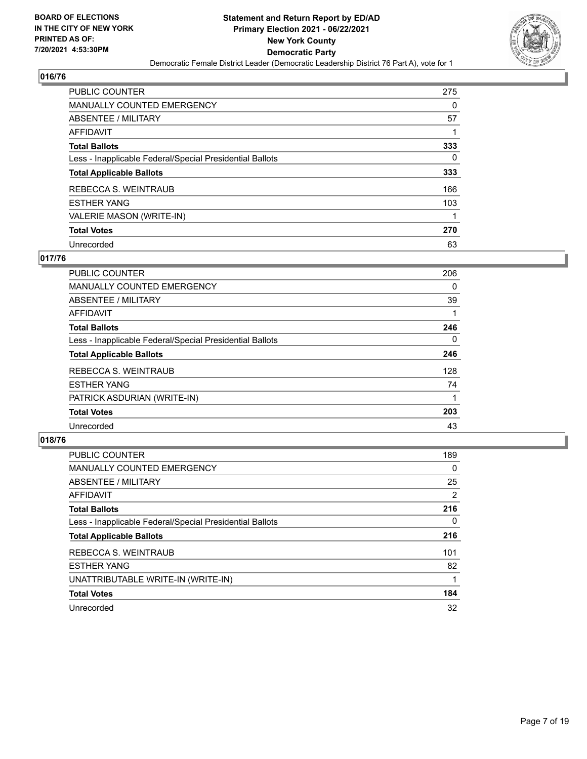**BOARD OF ELECTIONS IN THE CITY OF NEW YORK PRINTED AS OF: 7/20/2021 4:53:30PM**

**Statement and Return Report by ED/AD Primary Election 2021 - 06/22/2021 New York County Democratic Party**

Democratic Female District Leader (Democratic Leadership District 76 Part A), vote for 1

## 016/76

| | |
|---|---|
| PUBLIC COUNTER | 275 |
| MANUALLY COUNTED EMERGENCY | 0 |
| ABSENTEE / MILITARY | 57 |
| AFFIDAVIT | 1 |
| **Total Ballots** | **333** |
| Less - Inapplicable Federal/Special Presidential Ballots | 0 |
| **Total Applicable Ballots** | **333** |
| REBECCA S. WEINTRAUB | 166 |
| ESTHER YANG | 103 |
| VALERIE MASON (WRITE-IN) | 1 |
| **Total Votes** | **270** |
| Unrecorded | 63 |

## 017/76

| | |
|---|---|
| PUBLIC COUNTER | 206 |
| MANUALLY COUNTED EMERGENCY | 0 |
| ABSENTEE / MILITARY | 39 |
| AFFIDAVIT | 1 |
| **Total Ballots** | **246** |
| Less - Inapplicable Federal/Special Presidential Ballots | 0 |
| **Total Applicable Ballots** | **246** |
| REBECCA S. WEINTRAUB | 128 |
| ESTHER YANG | 74 |
| PATRICK ASDURIAN (WRITE-IN) | 1 |
| **Total Votes** | **203** |
| Unrecorded | 43 |

## 018/76

| | |
|---|---|
| PUBLIC COUNTER | 189 |
| MANUALLY COUNTED EMERGENCY | 0 |
| ABSENTEE / MILITARY | 25 |
| AFFIDAVIT | 2 |
| **Total Ballots** | **216** |
| Less - Inapplicable Federal/Special Presidential Ballots | 0 |
| **Total Applicable Ballots** | **216** |
| REBECCA S. WEINTRAUB | 101 |
| ESTHER YANG | 82 |
| UNATTRIBUTABLE WRITE-IN (WRITE-IN) | 1 |
| **Total Votes** | **184** |
| Unrecorded | 32 |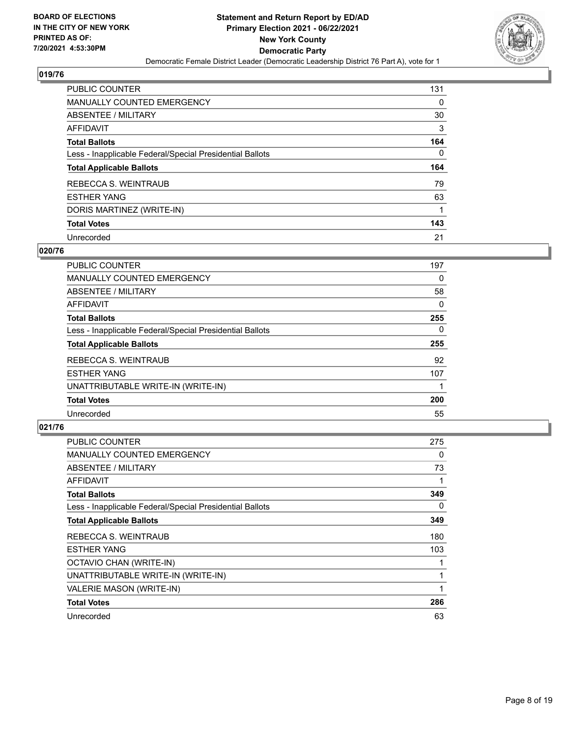## 019/76

| | |
|---|---|
| PUBLIC COUNTER | 131 |
| MANUALLY COUNTED EMERGENCY | 0 |
| ABSENTEE / MILITARY | 30 |
| AFFIDAVIT | 3 |
| **Total Ballots** | **164** |
| Less - Inapplicable Federal/Special Presidential Ballots | 0 |
| **Total Applicable Ballots** | **164** |
| REBECCA S. WEINTRAUB | 79 |
| ESTHER YANG | 63 |
| DORIS MARTINEZ (WRITE-IN) | 1 |
| **Total Votes** | **143** |
| Unrecorded | 21 |

## 020/76

| | |
|---|---|
| PUBLIC COUNTER | 197 |
| MANUALLY COUNTED EMERGENCY | 0 |
| ABSENTEE / MILITARY | 58 |
| AFFIDAVIT | 0 |
| **Total Ballots** | **255** |
| Less - Inapplicable Federal/Special Presidential Ballots | 0 |
| **Total Applicable Ballots** | **255** |
| REBECCA S. WEINTRAUB | 92 |
| ESTHER YANG | 107 |
| UNATTRIBUTABLE WRITE-IN (WRITE-IN) | 1 |
| **Total Votes** | **200** |
| Unrecorded | 55 |

## 021/76

| | |
|---|---|
| PUBLIC COUNTER | 275 |
| MANUALLY COUNTED EMERGENCY | 0 |
| ABSENTEE / MILITARY | 73 |
| AFFIDAVIT | 1 |
| **Total Ballots** | **349** |
| Less - Inapplicable Federal/Special Presidential Ballots | 0 |
| **Total Applicable Ballots** | **349** |
| REBECCA S. WEINTRAUB | 180 |
| ESTHER YANG | 103 |
| OCTAVIO CHAN (WRITE-IN) | 1 |
| UNATTRIBUTABLE WRITE-IN (WRITE-IN) | 1 |
| VALERIE MASON (WRITE-IN) | 1 |
| **Total Votes** | **286** |
| Unrecorded | 63 |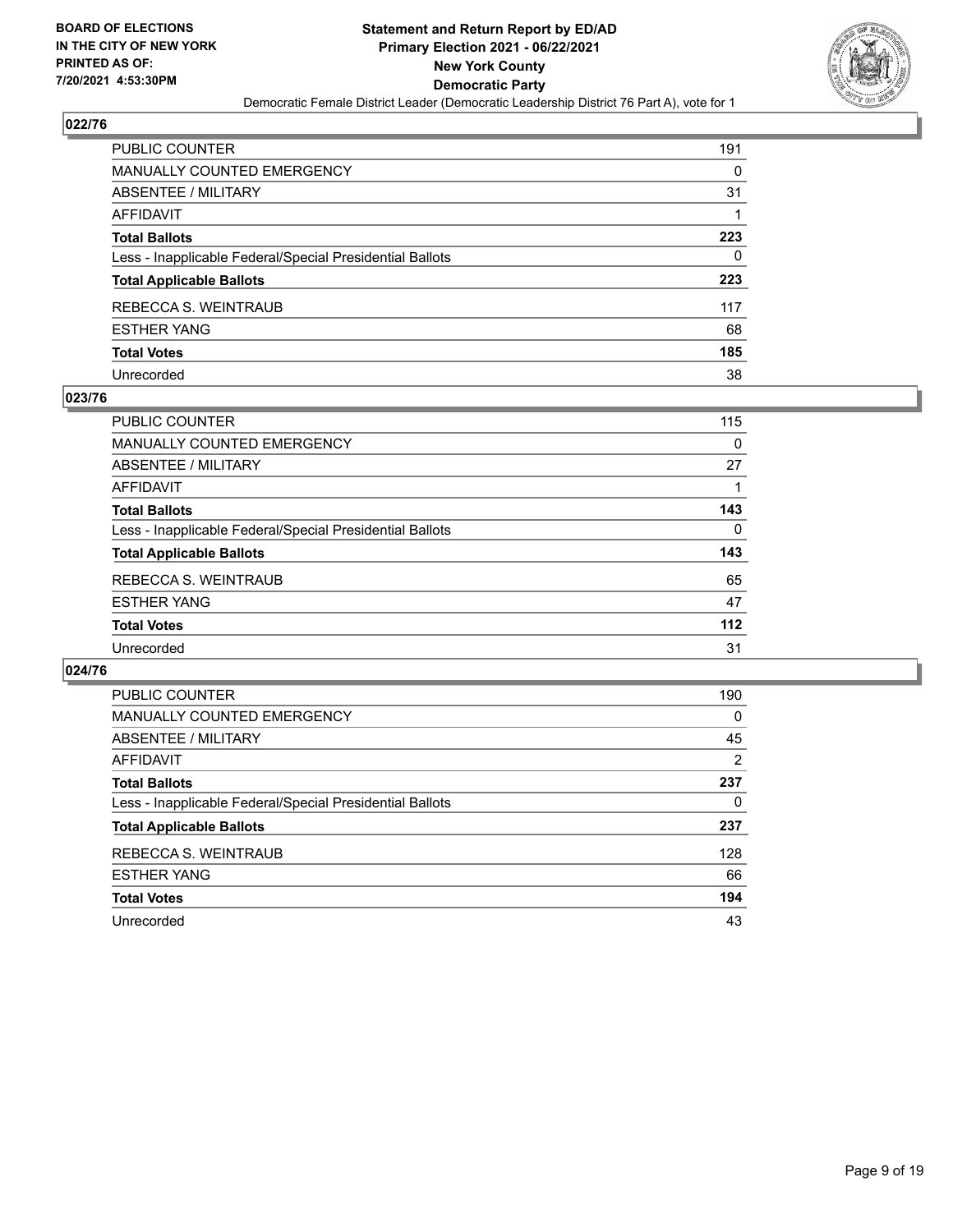**BOARD OF ELECTIONS IN THE CITY OF NEW YORK PRINTED AS OF: 7/20/2021 4:53:30PM**

**Statement and Return Report by ED/AD**
**Primary Election 2021 - 06/22/2021**
**New York County**
**Democratic Party**
Democratic Female District Leader (Democratic Leadership District 76 Part A), vote for 1

## 022/76

| | |
|---|---|
| PUBLIC COUNTER | 191 |
| MANUALLY COUNTED EMERGENCY | 0 |
| ABSENTEE / MILITARY | 31 |
| AFFIDAVIT | 1 |
| **Total Ballots** | **223** |
| Less - Inapplicable Federal/Special Presidential Ballots | 0 |
| **Total Applicable Ballots** | **223** |
| REBECCA S. WEINTRAUB | 117 |
| ESTHER YANG | 68 |
| **Total Votes** | **185** |
| Unrecorded | 38 |

## 023/76

| | |
|---|---|
| PUBLIC COUNTER | 115 |
| MANUALLY COUNTED EMERGENCY | 0 |
| ABSENTEE / MILITARY | 27 |
| AFFIDAVIT | 1 |
| **Total Ballots** | **143** |
| Less - Inapplicable Federal/Special Presidential Ballots | 0 |
| **Total Applicable Ballots** | **143** |
| REBECCA S. WEINTRAUB | 65 |
| ESTHER YANG | 47 |
| **Total Votes** | **112** |
| Unrecorded | 31 |

## 024/76

| | |
|---|---|
| PUBLIC COUNTER | 190 |
| MANUALLY COUNTED EMERGENCY | 0 |
| ABSENTEE / MILITARY | 45 |
| AFFIDAVIT | 2 |
| **Total Ballots** | **237** |
| Less - Inapplicable Federal/Special Presidential Ballots | 0 |
| **Total Applicable Ballots** | **237** |
| REBECCA S. WEINTRAUB | 128 |
| ESTHER YANG | 66 |
| **Total Votes** | **194** |
| Unrecorded | 43 |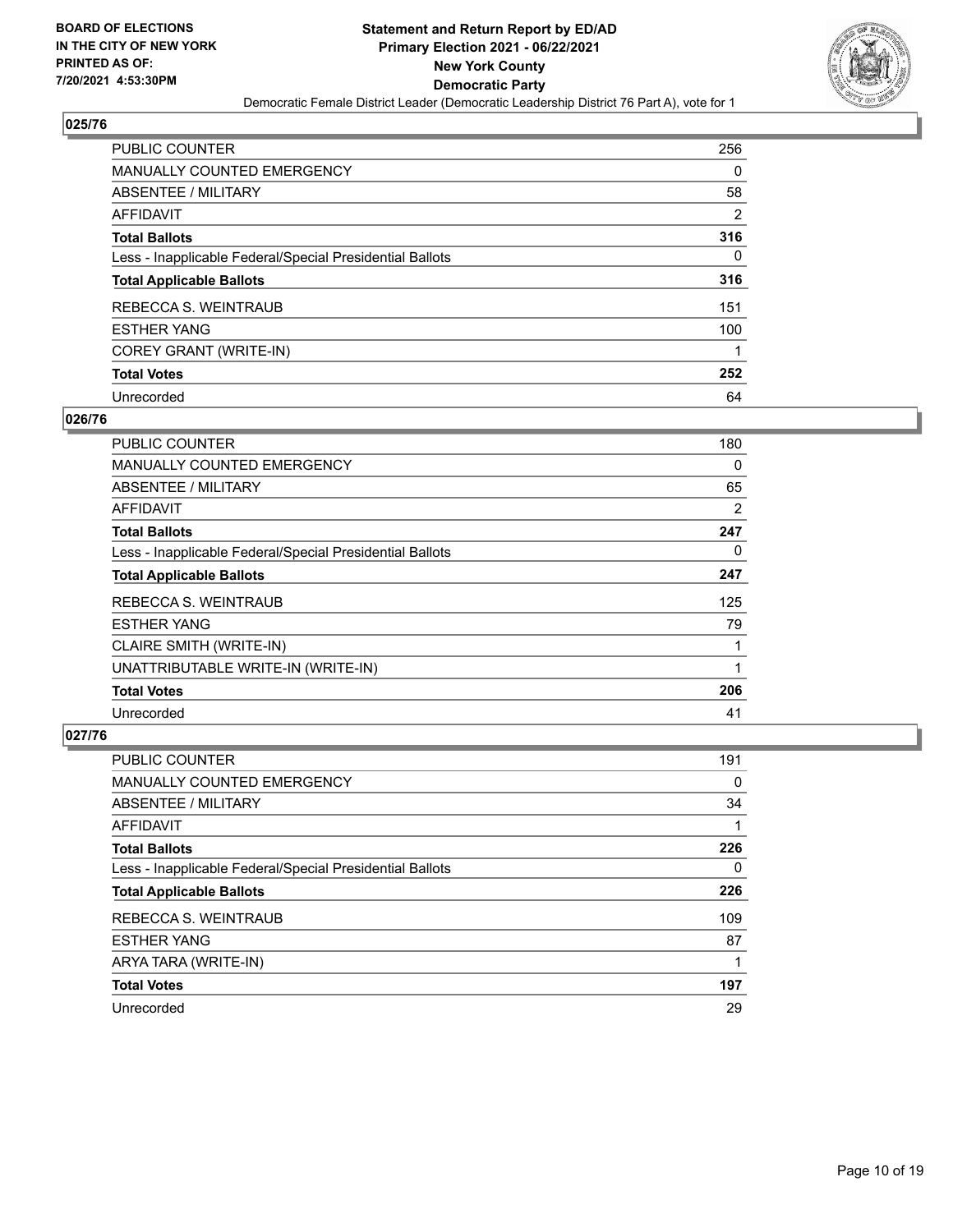BOARD OF ELECTIONS
IN THE CITY OF NEW YORK
PRINTED AS OF:
7/20/2021 4:53:30PM

**Statement and Return Report by ED/AD**
**Primary Election 2021 - 06/22/2021**
**New York County**
**Democratic Party**
Democratic Female District Leader (Democratic Leadership District 76 Part A), vote for 1

## 025/76

| | |
|---|---|
| PUBLIC COUNTER | 256 |
| MANUALLY COUNTED EMERGENCY | 0 |
| ABSENTEE / MILITARY | 58 |
| AFFIDAVIT | 2 |
| **Total Ballots** | **316** |
| Less - Inapplicable Federal/Special Presidential Ballots | 0 |
| **Total Applicable Ballots** | **316** |
| REBECCA S. WEINTRAUB | 151 |
| ESTHER YANG | 100 |
| COREY GRANT (WRITE-IN) | 1 |
| **Total Votes** | **252** |
| Unrecorded | 64 |

## 026/76

| | |
|---|---|
| PUBLIC COUNTER | 180 |
| MANUALLY COUNTED EMERGENCY | 0 |
| ABSENTEE / MILITARY | 65 |
| AFFIDAVIT | 2 |
| **Total Ballots** | **247** |
| Less - Inapplicable Federal/Special Presidential Ballots | 0 |
| **Total Applicable Ballots** | **247** |
| REBECCA S. WEINTRAUB | 125 |
| ESTHER YANG | 79 |
| CLAIRE SMITH (WRITE-IN) | 1 |
| UNATTRIBUTABLE WRITE-IN (WRITE-IN) | 1 |
| **Total Votes** | **206** |
| Unrecorded | 41 |

## 027/76

| | |
|---|---|
| PUBLIC COUNTER | 191 |
| MANUALLY COUNTED EMERGENCY | 0 |
| ABSENTEE / MILITARY | 34 |
| AFFIDAVIT | 1 |
| **Total Ballots** | **226** |
| Less - Inapplicable Federal/Special Presidential Ballots | 0 |
| **Total Applicable Ballots** | **226** |
| REBECCA S. WEINTRAUB | 109 |
| ESTHER YANG | 87 |
| ARYA TARA (WRITE-IN) | 1 |
| **Total Votes** | **197** |
| Unrecorded | 29 |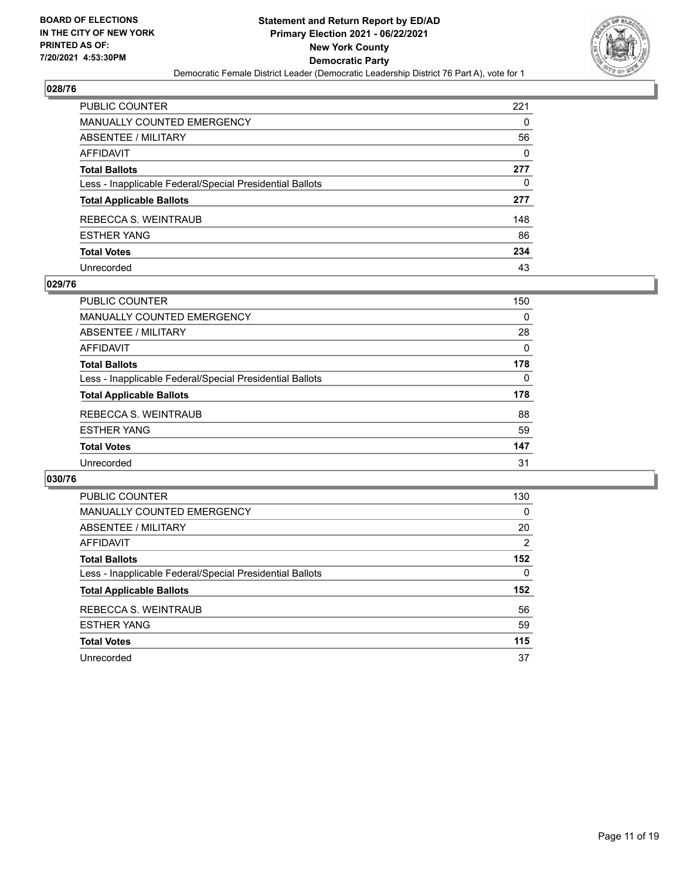**BOARD OF ELECTIONS IN THE CITY OF NEW YORK PRINTED AS OF: 7/20/2021 4:53:30PM**

**Statement and Return Report by ED/AD Primary Election 2021 - 06/22/2021 New York County Democratic Party**

Democratic Female District Leader (Democratic Leadership District 76 Part A), vote for 1

## 028/76

| | |
|---|---|
| PUBLIC COUNTER | 221 |
| MANUALLY COUNTED EMERGENCY | 0 |
| ABSENTEE / MILITARY | 56 |
| AFFIDAVIT | 0 |
| **Total Ballots** | **277** |
| Less - Inapplicable Federal/Special Presidential Ballots | 0 |
| **Total Applicable Ballots** | **277** |
| REBECCA S. WEINTRAUB | 148 |
| ESTHER YANG | 86 |
| **Total Votes** | **234** |
| Unrecorded | 43 |

## 029/76

| | |
|---|---|
| PUBLIC COUNTER | 150 |
| MANUALLY COUNTED EMERGENCY | 0 |
| ABSENTEE / MILITARY | 28 |
| AFFIDAVIT | 0 |
| **Total Ballots** | **178** |
| Less - Inapplicable Federal/Special Presidential Ballots | 0 |
| **Total Applicable Ballots** | **178** |
| REBECCA S. WEINTRAUB | 88 |
| ESTHER YANG | 59 |
| **Total Votes** | **147** |
| Unrecorded | 31 |

## 030/76

| | |
|---|---|
| PUBLIC COUNTER | 130 |
| MANUALLY COUNTED EMERGENCY | 0 |
| ABSENTEE / MILITARY | 20 |
| AFFIDAVIT | 2 |
| **Total Ballots** | **152** |
| Less - Inapplicable Federal/Special Presidential Ballots | 0 |
| **Total Applicable Ballots** | **152** |
| REBECCA S. WEINTRAUB | 56 |
| ESTHER YANG | 59 |
| **Total Votes** | **115** |
| Unrecorded | 37 |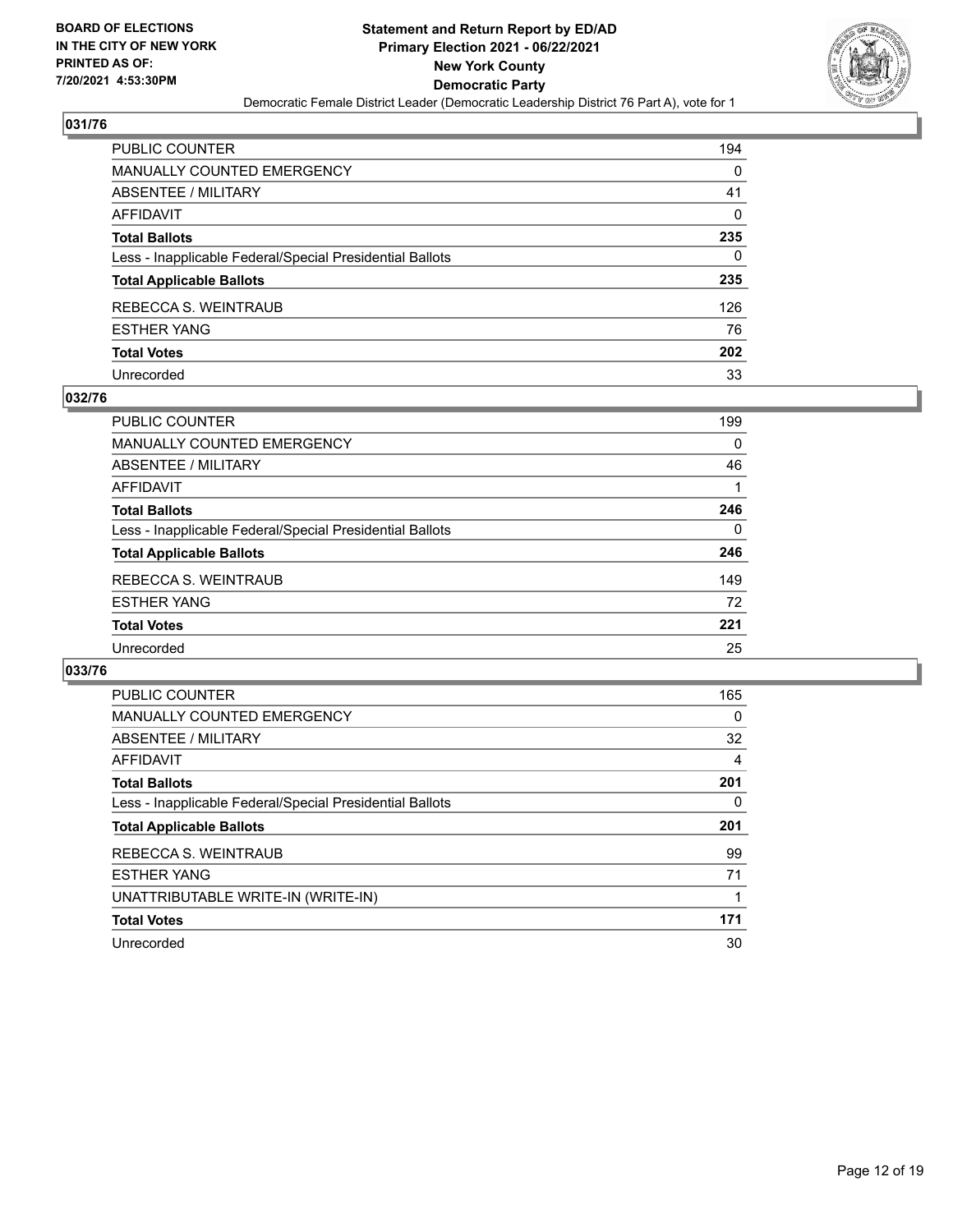## 031/76

| | |
|---|---|
| PUBLIC COUNTER | 194 |
| MANUALLY COUNTED EMERGENCY | 0 |
| ABSENTEE / MILITARY | 41 |
| AFFIDAVIT | 0 |
| **Total Ballots** | **235** |
| Less - Inapplicable Federal/Special Presidential Ballots | 0 |
| **Total Applicable Ballots** | **235** |
| REBECCA S. WEINTRAUB | 126 |
| ESTHER YANG | 76 |
| **Total Votes** | **202** |
| Unrecorded | 33 |

## 032/76

| | |
|---|---|
| PUBLIC COUNTER | 199 |
| MANUALLY COUNTED EMERGENCY | 0 |
| ABSENTEE / MILITARY | 46 |
| AFFIDAVIT | 1 |
| **Total Ballots** | **246** |
| Less - Inapplicable Federal/Special Presidential Ballots | 0 |
| **Total Applicable Ballots** | **246** |
| REBECCA S. WEINTRAUB | 149 |
| ESTHER YANG | 72 |
| **Total Votes** | **221** |
| Unrecorded | 25 |

## 033/76

| | |
|---|---|
| PUBLIC COUNTER | 165 |
| MANUALLY COUNTED EMERGENCY | 0 |
| ABSENTEE / MILITARY | 32 |
| AFFIDAVIT | 4 |
| **Total Ballots** | **201** |
| Less - Inapplicable Federal/Special Presidential Ballots | 0 |
| **Total Applicable Ballots** | **201** |
| REBECCA S. WEINTRAUB | 99 |
| ESTHER YANG | 71 |
| UNATTRIBUTABLE WRITE-IN (WRITE-IN) | 1 |
| **Total Votes** | **171** |
| Unrecorded | 30 |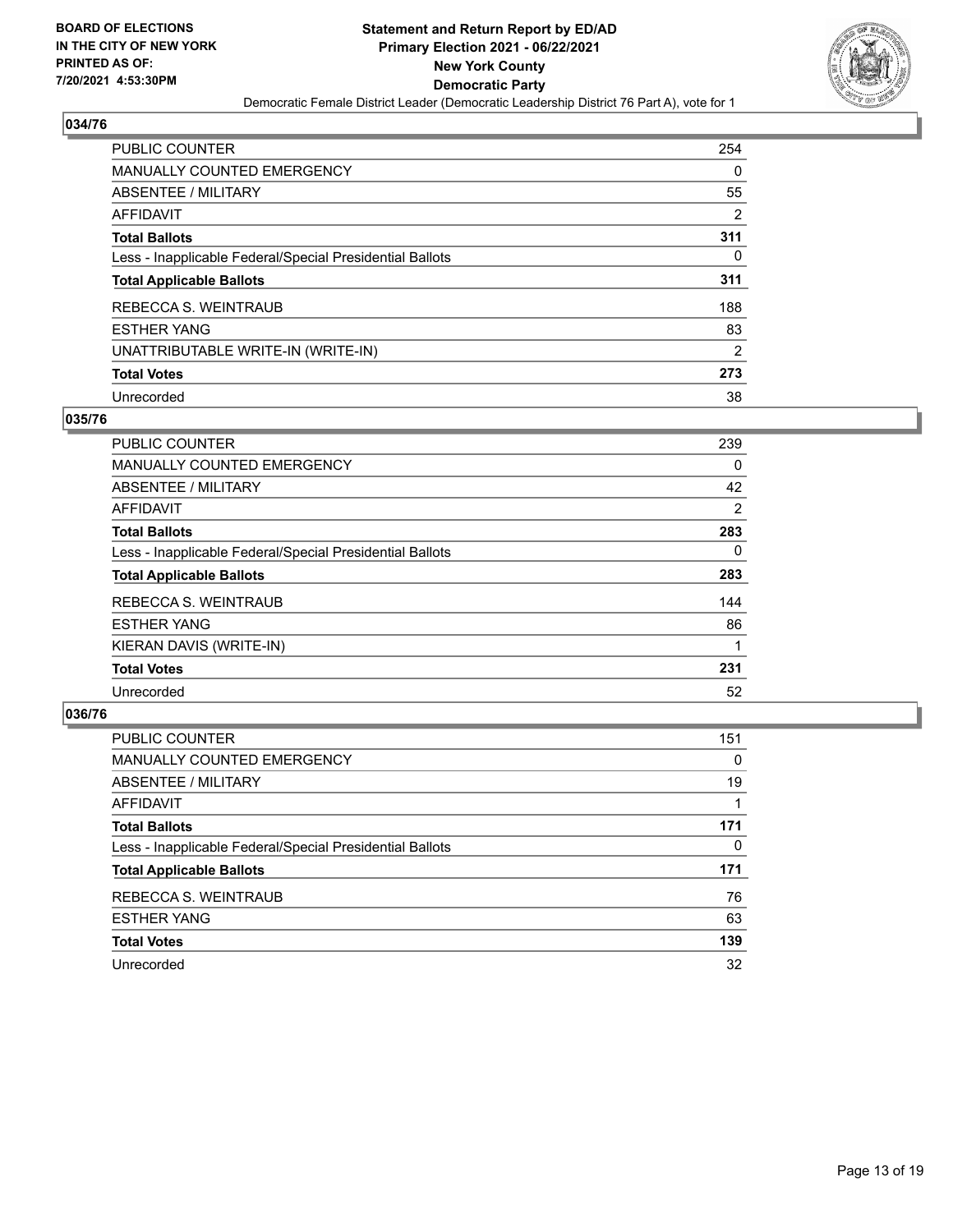## 034/76

| | |
|---|---|
| PUBLIC COUNTER | 254 |
| MANUALLY COUNTED EMERGENCY | 0 |
| ABSENTEE / MILITARY | 55 |
| AFFIDAVIT | 2 |
| **Total Ballots** | **311** |
| Less - Inapplicable Federal/Special Presidential Ballots | 0 |
| **Total Applicable Ballots** | **311** |
| REBECCA S. WEINTRAUB | 188 |
| ESTHER YANG | 83 |
| UNATTRIBUTABLE WRITE-IN (WRITE-IN) | 2 |
| **Total Votes** | **273** |
| Unrecorded | 38 |

## 035/76

| | |
|---|---|
| PUBLIC COUNTER | 239 |
| MANUALLY COUNTED EMERGENCY | 0 |
| ABSENTEE / MILITARY | 42 |
| AFFIDAVIT | 2 |
| **Total Ballots** | **283** |
| Less - Inapplicable Federal/Special Presidential Ballots | 0 |
| **Total Applicable Ballots** | **283** |
| REBECCA S. WEINTRAUB | 144 |
| ESTHER YANG | 86 |
| KIERAN DAVIS (WRITE-IN) | 1 |
| **Total Votes** | **231** |
| Unrecorded | 52 |

## 036/76

| | |
|---|---|
| PUBLIC COUNTER | 151 |
| MANUALLY COUNTED EMERGENCY | 0 |
| ABSENTEE / MILITARY | 19 |
| AFFIDAVIT | 1 |
| **Total Ballots** | **171** |
| Less - Inapplicable Federal/Special Presidential Ballots | 0 |
| **Total Applicable Ballots** | **171** |
| REBECCA S. WEINTRAUB | 76 |
| ESTHER YANG | 63 |
| **Total Votes** | **139** |
| Unrecorded | 32 |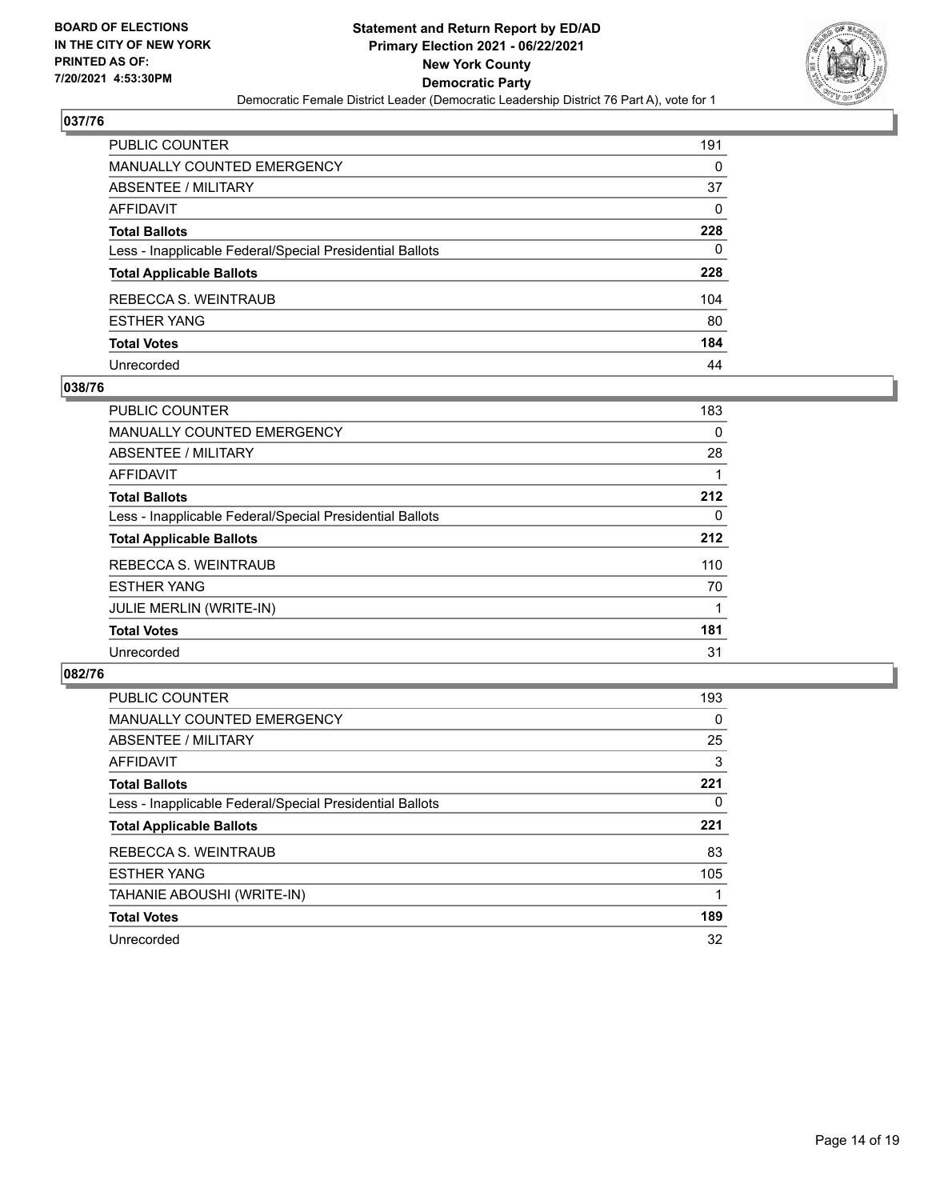## 037/76

| | |
|---|---|
| PUBLIC COUNTER | 191 |
| MANUALLY COUNTED EMERGENCY | 0 |
| ABSENTEE / MILITARY | 37 |
| AFFIDAVIT | 0 |
| **Total Ballots** | **228** |
| Less - Inapplicable Federal/Special Presidential Ballots | 0 |
| **Total Applicable Ballots** | **228** |
| REBECCA S. WEINTRAUB | 104 |
| ESTHER YANG | 80 |
| **Total Votes** | **184** |
| Unrecorded | 44 |

## 038/76

| | |
|---|---|
| PUBLIC COUNTER | 183 |
| MANUALLY COUNTED EMERGENCY | 0 |
| ABSENTEE / MILITARY | 28 |
| AFFIDAVIT | 1 |
| **Total Ballots** | **212** |
| Less - Inapplicable Federal/Special Presidential Ballots | 0 |
| **Total Applicable Ballots** | **212** |
| REBECCA S. WEINTRAUB | 110 |
| ESTHER YANG | 70 |
| JULIE MERLIN (WRITE-IN) | 1 |
| **Total Votes** | **181** |
| Unrecorded | 31 |

## 082/76

| | |
|---|---|
| PUBLIC COUNTER | 193 |
| MANUALLY COUNTED EMERGENCY | 0 |
| ABSENTEE / MILITARY | 25 |
| AFFIDAVIT | 3 |
| **Total Ballots** | **221** |
| Less - Inapplicable Federal/Special Presidential Ballots | 0 |
| **Total Applicable Ballots** | **221** |
| REBECCA S. WEINTRAUB | 83 |
| ESTHER YANG | 105 |
| TAHANIE ABOUSHI (WRITE-IN) | 1 |
| **Total Votes** | **189** |
| Unrecorded | 32 |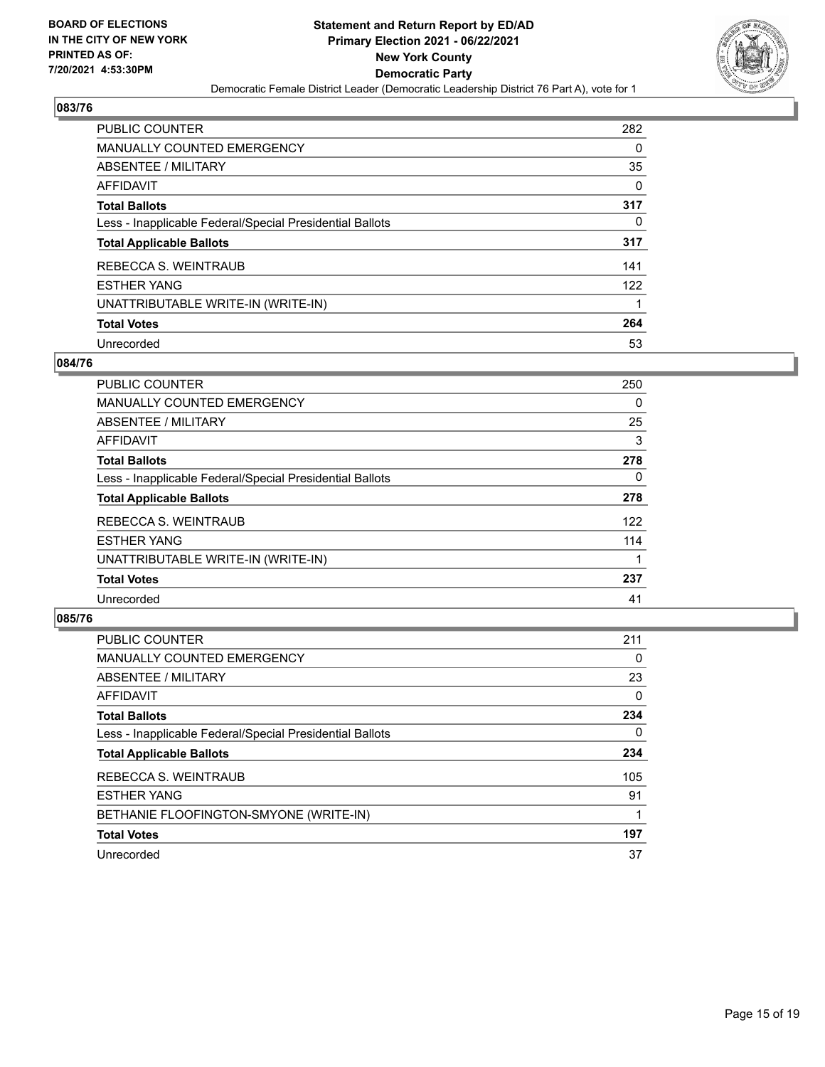**BOARD OF ELECTIONS IN THE CITY OF NEW YORK PRINTED AS OF: 7/20/2021 4:53:30PM**

**Statement and Return Report by ED/AD Primary Election 2021 - 06/22/2021 New York County Democratic Party**

Democratic Female District Leader (Democratic Leadership District 76 Part A), vote for 1

## 083/76

| | |
|---|---|
| PUBLIC COUNTER | 282 |
| MANUALLY COUNTED EMERGENCY | 0 |
| ABSENTEE / MILITARY | 35 |
| AFFIDAVIT | 0 |
| **Total Ballots** | **317** |
| Less - Inapplicable Federal/Special Presidential Ballots | 0 |
| **Total Applicable Ballots** | **317** |
| REBECCA S. WEINTRAUB | 141 |
| ESTHER YANG | 122 |
| UNATTRIBUTABLE WRITE-IN (WRITE-IN) | 1 |
| **Total Votes** | **264** |
| Unrecorded | 53 |

## 084/76

| | |
|---|---|
| PUBLIC COUNTER | 250 |
| MANUALLY COUNTED EMERGENCY | 0 |
| ABSENTEE / MILITARY | 25 |
| AFFIDAVIT | 3 |
| **Total Ballots** | **278** |
| Less - Inapplicable Federal/Special Presidential Ballots | 0 |
| **Total Applicable Ballots** | **278** |
| REBECCA S. WEINTRAUB | 122 |
| ESTHER YANG | 114 |
| UNATTRIBUTABLE WRITE-IN (WRITE-IN) | 1 |
| **Total Votes** | **237** |
| Unrecorded | 41 |

## 085/76

| | |
|---|---|
| PUBLIC COUNTER | 211 |
| MANUALLY COUNTED EMERGENCY | 0 |
| ABSENTEE / MILITARY | 23 |
| AFFIDAVIT | 0 |
| **Total Ballots** | **234** |
| Less - Inapplicable Federal/Special Presidential Ballots | 0 |
| **Total Applicable Ballots** | **234** |
| REBECCA S. WEINTRAUB | 105 |
| ESTHER YANG | 91 |
| BETHANIE FLOOFINGTON-SMYONE (WRITE-IN) | 1 |
| **Total Votes** | **197** |
| Unrecorded | 37 |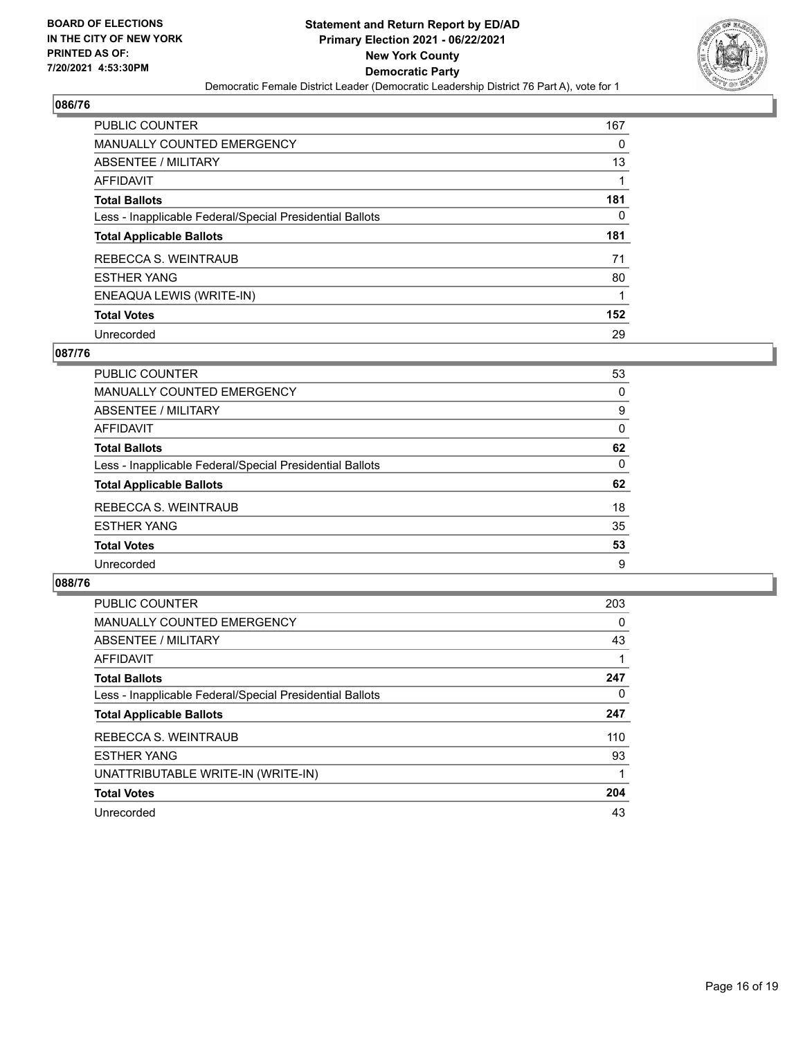**BOARD OF ELECTIONS IN THE CITY OF NEW YORK PRINTED AS OF: 7/20/2021 4:53:30PM**

**Statement and Return Report by ED/AD Primary Election 2021 - 06/22/2021 New York County Democratic Party**

Democratic Female District Leader (Democratic Leadership District 76 Part A), vote for 1

## 086/76

| | |
|---|---|
| PUBLIC COUNTER | 167 |
| MANUALLY COUNTED EMERGENCY | 0 |
| ABSENTEE / MILITARY | 13 |
| AFFIDAVIT | 1 |
| **Total Ballots** | **181** |
| Less - Inapplicable Federal/Special Presidential Ballots | 0 |
| **Total Applicable Ballots** | **181** |
| REBECCA S. WEINTRAUB | 71 |
| ESTHER YANG | 80 |
| ENEAQUA LEWIS (WRITE-IN) | 1 |
| **Total Votes** | **152** |
| Unrecorded | 29 |

## 087/76

| | |
|---|---|
| PUBLIC COUNTER | 53 |
| MANUALLY COUNTED EMERGENCY | 0 |
| ABSENTEE / MILITARY | 9 |
| AFFIDAVIT | 0 |
| **Total Ballots** | **62** |
| Less - Inapplicable Federal/Special Presidential Ballots | 0 |
| **Total Applicable Ballots** | **62** |
| REBECCA S. WEINTRAUB | 18 |
| ESTHER YANG | 35 |
| **Total Votes** | **53** |
| Unrecorded | 9 |

## 088/76

| | |
|---|---|
| PUBLIC COUNTER | 203 |
| MANUALLY COUNTED EMERGENCY | 0 |
| ABSENTEE / MILITARY | 43 |
| AFFIDAVIT | 1 |
| **Total Ballots** | **247** |
| Less - Inapplicable Federal/Special Presidential Ballots | 0 |
| **Total Applicable Ballots** | **247** |
| REBECCA S. WEINTRAUB | 110 |
| ESTHER YANG | 93 |
| UNATTRIBUTABLE WRITE-IN (WRITE-IN) | 1 |
| **Total Votes** | **204** |
| Unrecorded | 43 |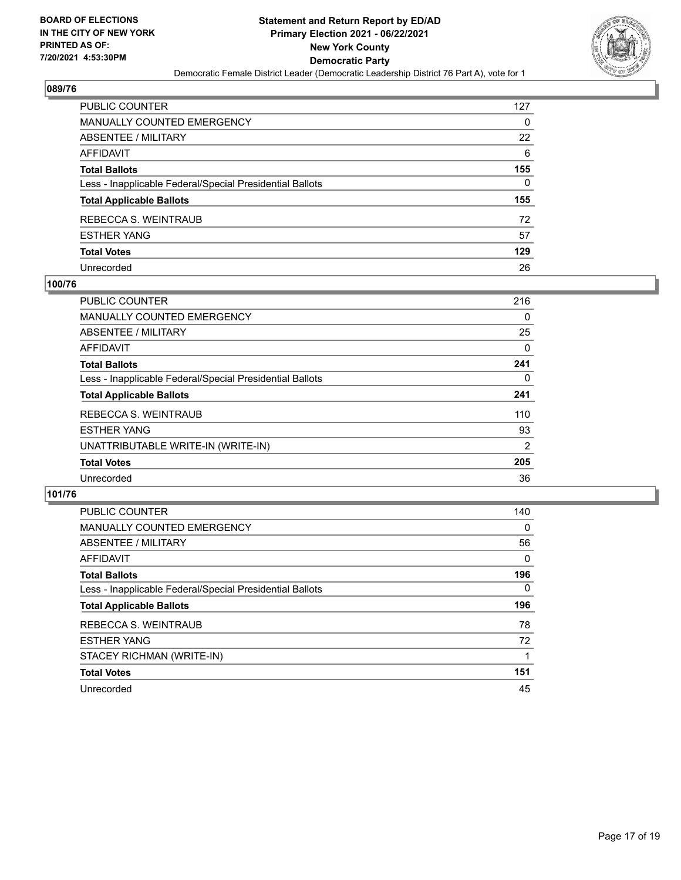BOARD OF ELECTIONS
IN THE CITY OF NEW YORK
PRINTED AS OF:
7/20/2021 4:53:30PM

**Statement and Return Report by ED/AD**
**Primary Election 2021 - 06/22/2021**
**New York County**
**Democratic Party**
Democratic Female District Leader (Democratic Leadership District 76 Part A), vote for 1

## 089/76

| | |
|---|---|
| PUBLIC COUNTER | 127 |
| MANUALLY COUNTED EMERGENCY | 0 |
| ABSENTEE / MILITARY | 22 |
| AFFIDAVIT | 6 |
| **Total Ballots** | **155** |
| Less - Inapplicable Federal/Special Presidential Ballots | 0 |
| **Total Applicable Ballots** | **155** |
| REBECCA S. WEINTRAUB | 72 |
| ESTHER YANG | 57 |
| **Total Votes** | **129** |
| Unrecorded | 26 |

## 100/76

| | |
|---|---|
| PUBLIC COUNTER | 216 |
| MANUALLY COUNTED EMERGENCY | 0 |
| ABSENTEE / MILITARY | 25 |
| AFFIDAVIT | 0 |
| **Total Ballots** | **241** |
| Less - Inapplicable Federal/Special Presidential Ballots | 0 |
| **Total Applicable Ballots** | **241** |
| REBECCA S. WEINTRAUB | 110 |
| ESTHER YANG | 93 |
| UNATTRIBUTABLE WRITE-IN (WRITE-IN) | 2 |
| **Total Votes** | **205** |
| Unrecorded | 36 |

## 101/76

| | |
|---|---|
| PUBLIC COUNTER | 140 |
| MANUALLY COUNTED EMERGENCY | 0 |
| ABSENTEE / MILITARY | 56 |
| AFFIDAVIT | 0 |
| **Total Ballots** | **196** |
| Less - Inapplicable Federal/Special Presidential Ballots | 0 |
| **Total Applicable Ballots** | **196** |
| REBECCA S. WEINTRAUB | 78 |
| ESTHER YANG | 72 |
| STACEY RICHMAN (WRITE-IN) | 1 |
| **Total Votes** | **151** |
| Unrecorded | 45 |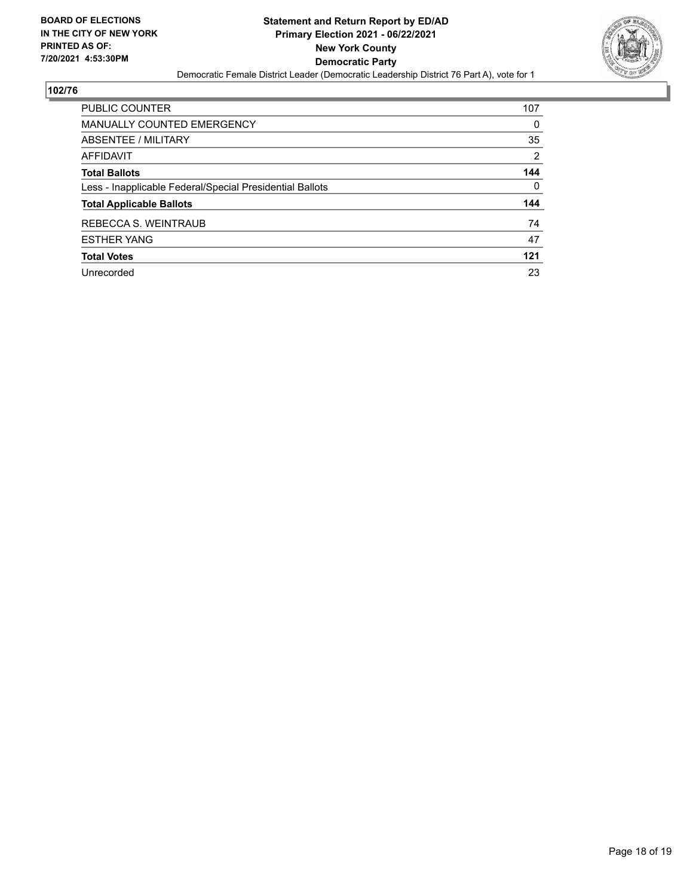BOARD OF ELECTIONS
IN THE CITY OF NEW YORK
PRINTED AS OF:
7/20/2021 4:53:30PM

**Statement and Return Report by ED/AD**
**Primary Election 2021 - 06/22/2021**
**New York County**
**Democratic Party**
Democratic Female District Leader (Democratic Leadership District 76 Part A), vote for 1

## 102/76

| | |
|---|---|
| PUBLIC COUNTER | 107 |
| MANUALLY COUNTED EMERGENCY | 0 |
| ABSENTEE / MILITARY | 35 |
| AFFIDAVIT | 2 |
| **Total Ballots** | **144** |
| Less - Inapplicable Federal/Special Presidential Ballots | 0 |
| **Total Applicable Ballots** | **144** |
| REBECCA S. WEINTRAUB | 74 |
| ESTHER YANG | 47 |
| **Total Votes** | **121** |
| Unrecorded | 23 |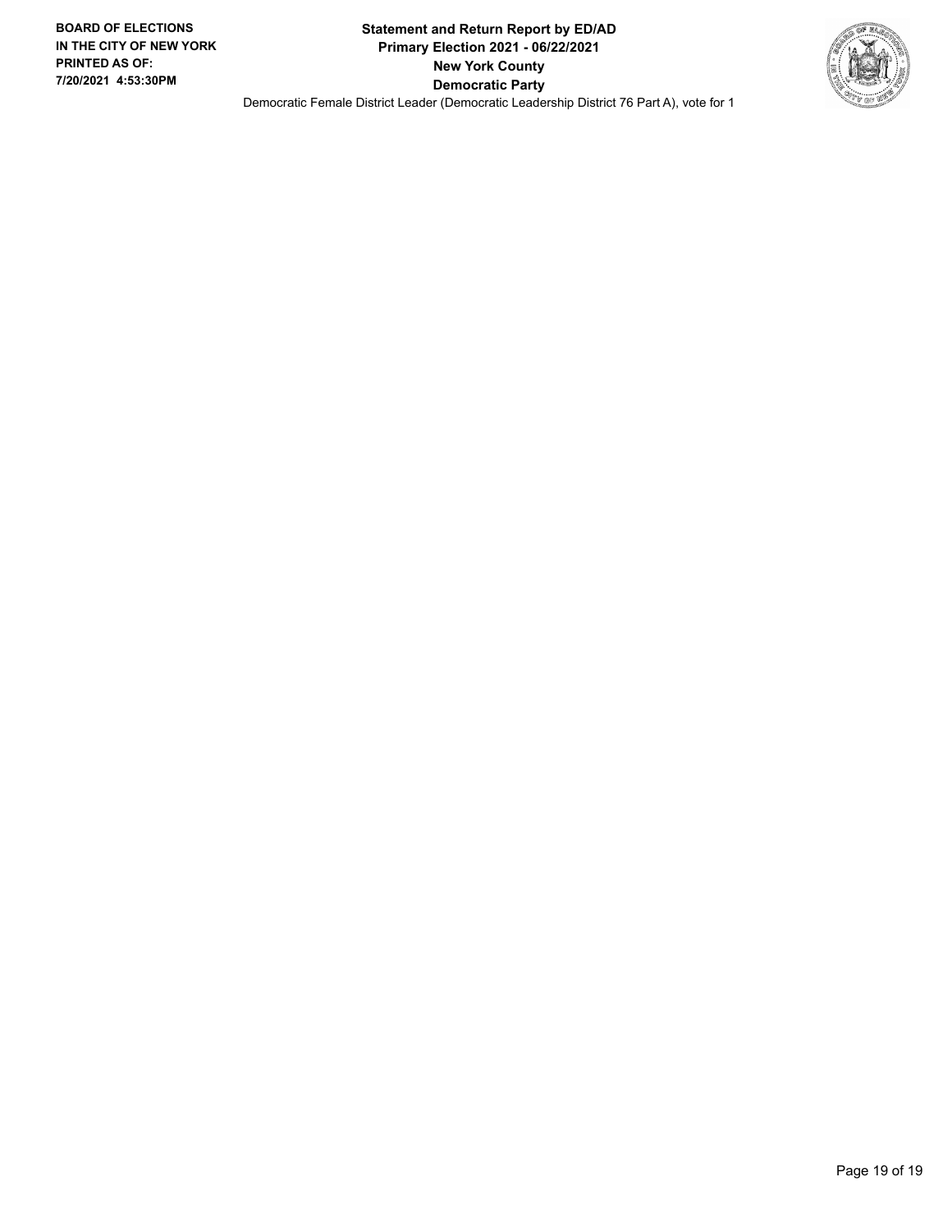**BOARD OF ELECTIONS IN THE CITY OF NEW YORK**
**PRINTED AS OF:**
**7/20/2021 4:53:30PM**

**Statement and Return Report by ED/AD**
**Primary Election 2021 - 06/22/2021**
**New York County**
**Democratic Party**

Democratic Female District Leader (Democratic Leadership District 76 Part A), vote for 1